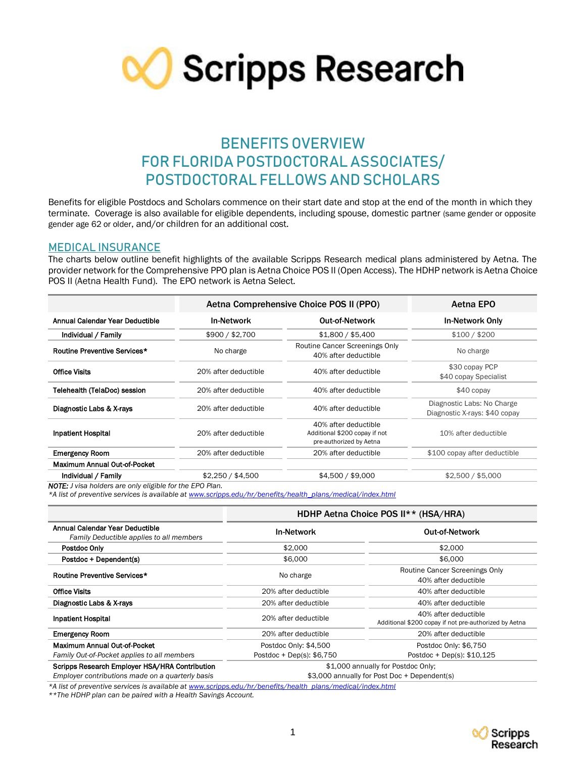# BENEFITS OVERVIEW FOR FLORIDA POSTDOCTORAL ASSOCIATES/ POSTDOCTORAL FELLOWS AND SCHOLARS

Benefits for eligible Postdocs and Scholars commence on their start date and stop at the end of the month in which they terminate. Coverage is also available for eligible dependents, including spouse, domestic partner (same gender or opposite gender age 62 or older, and/or children for an additional cost.

## MEDICAL INSURANCE

The charts below outline benefit highlights of the available Scripps Research medical plans administered by Aetna. The provider network for the Comprehensive PPO plan is Aetna Choice POS II (Open Access). The HDHP network is Aetna Choice POS II (Aetna Health Fund). The EPO network is Aetna Select.

| | Aetna Comprehensive Choice POS II (PPO) | | Aetna EPO |
|---|---|---|---|
| **Annual Calendar Year Deductible** | **In-Network** | **Out-of-Network** | **In-Network Only** |
| **Individual / Family** | $900 / $2,700 | $1,800 / $5,400 | $100 / $200 |
| **Routine Preventive Services*** | No charge | Routine Cancer Screenings Only 40% after deductible | No charge |
| **Office Visits** | 20% after deductible | 40% after deductible | $30 copay PCP $40 copay Specialist |
| **Telehealth (TelaDoc) session** | 20% after deductible | 40% after deductible | $40 copay |
| **Diagnostic Labs & X-rays** | 20% after deductible | 40% after deductible | Diagnostic Labs: No Charge Diagnostic X-rays: $40 copay |
| **Inpatient Hospital** | 20% after deductible | 40% after deductible Additional $200 copay if not pre-authorized by Aetna | 10% after deductible |
| **Emergency Room** | 20% after deductible | 20% after deductible | $100 copay after deductible |
| **Maximum Annual Out-of-Pocket** | | | |
| **Individual / Family** | $2,250 / $4,500 | $4,500 / $9,000 | $2,500 / $5,000 |

***NOTE:*** *J visa holders are only eligible for the EPO Plan.*
*\*A list of preventive services is available at www.scripps.edu/hr/benefits/health_plans/medical/index.html*

| | HDHP Aetna Choice POS II** (HSA/HRA) | |
|---|---|---|
| **Annual Calendar Year Deductible** *Family Deductible applies to all members* | **In-Network** | **Out-of-Network** |
| **Postdoc Only** | $2,000 | $2,000 |
| **Postdoc + Dependent(s)** | $6,000 | $6,000 |
| **Routine Preventive Services*** | No charge | Routine Cancer Screenings Only 40% after deductible |
| **Office Visits** | 20% after deductible | 40% after deductible |
| **Diagnostic Labs & X-rays** | 20% after deductible | 40% after deductible |
| **Inpatient Hospital** | 20% after deductible | 40% after deductible Additional $200 copay if not pre-authorized by Aetna |
| **Emergency Room** | 20% after deductible | 20% after deductible |
| **Maximum Annual Out-of-Pocket** *Family Out-of-Pocket applies to all members* | Postdoc Only: $4,500 Postdoc + Dep(s): $6,750 | Postdoc Only: $6,750 Postdoc + Dep(s): $10,125 |
| **Scripps Research Employer HSA/HRA Contribution** *Employer contributions made on a quarterly basis* | $1,000 annually for Postdoc Only; $3,000 annually for Post Doc + Dependent(s) | |

*\*A list of preventive services is available at www.scripps.edu/hr/benefits/health_plans/medical/index.html*
*\*\*The HDHP plan can be paired with a Health Savings Account.*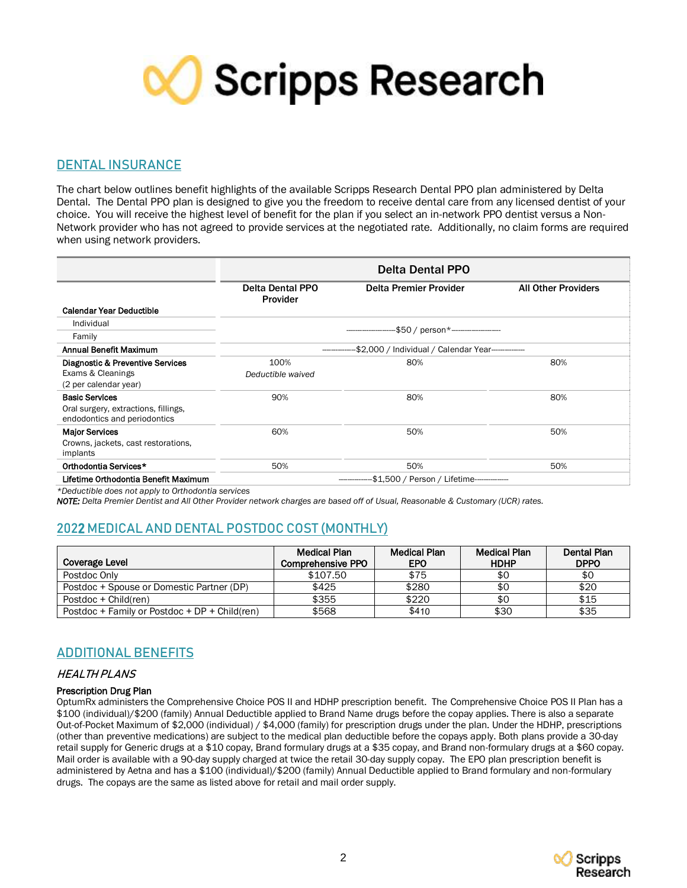# Scripps Research

## DENTAL INSURANCE

The chart below outlines benefit highlights of the available Scripps Research Dental PPO plan administered by Delta Dental. The Dental PPO plan is designed to give you the freedom to receive dental care from any licensed dentist of your choice. You will receive the highest level of benefit for the plan if you select an in-network PPO dentist versus a Non-Network provider who has not agreed to provide services at the negotiated rate. Additionally, no claim forms are required when using network providers.

| | Delta Dental PPO | | |
|---|---|---|---|
| | **Delta Dental PPO Provider** | **Delta Premier Provider** | **All Other Providers** |
| **Calendar Year Deductible** | | | |
| Individual | -------------------$50 / person*------------------- | | |
| Family | | | |
| **Annual Benefit Maximum** | ------------$2,000 / Individual / Calendar Year------------ | | |
| **Diagnostic & Preventive Services** Exams & Cleanings (2 per calendar year) | 100% *Deductible waived* | 80% | 80% |
| **Basic Services** Oral surgery, extractions, fillings, endodontics and periodontics | 90% | 80% | 80% |
| **Major Services** Crowns, jackets, cast restorations, implants | 60% | 50% | 50% |
| **Orthodontia Services*** | 50% | 50% | 50% |
| **Lifetime Orthodontia Benefit Maximum** | ------------$1,500 / Person / Lifetime------------ | | |

*Deductible does not apply to Orthodontia services*
***NOTE:*** *Delta Premier Dentist and All Other Provider network charges are based off of Usual, Reasonable & Customary (UCR) rates.*

## 2022 MEDICAL AND DENTAL POSTDOC COST (MONTHLY)

| Coverage Level | Medical Plan Comprehensive PPO | Medical Plan EPO | Medical Plan HDHP | Dental Plan DPPO |
|---|---|---|---|---|
| Postdoc Only | $107.50 | $75 | $0 | $0 |
| Postdoc + Spouse or Domestic Partner (DP) | $425 | $280 | $0 | $20 |
| Postdoc + Child(ren) | $355 | $220 | $0 | $15 |
| Postdoc + Family or Postdoc + DP + Child(ren) | $568 | $410 | $30 | $35 |

## ADDITIONAL BENEFITS

### *HEALTH PLANS*

**Prescription Drug Plan**

OptumRx administers the Comprehensive Choice POS II and HDHP prescription benefit. The Comprehensive Choice POS II Plan has a $100 (individual)/$200 (family) Annual Deductible applied to Brand Name drugs before the copay applies. There is also a separate Out-of-Pocket Maximum of $2,000 (individual) / $4,000 (family) for prescription drugs under the plan. Under the HDHP, prescriptions (other than preventive medications) are subject to the medical plan deductible before the copays apply. Both plans provide a 30-day retail supply for Generic drugs at a $10 copay, Brand formulary drugs at a $35 copay, and Brand non-formulary drugs at a $60 copay. Mail order is available with a 90-day supply charged at twice the retail 30-day supply copay. The EPO plan prescription benefit is administered by Aetna and has a $100 (individual)/$200 (family) Annual Deductible applied to Brand formulary and non-formulary drugs. The copays are the same as listed above for retail and mail order supply.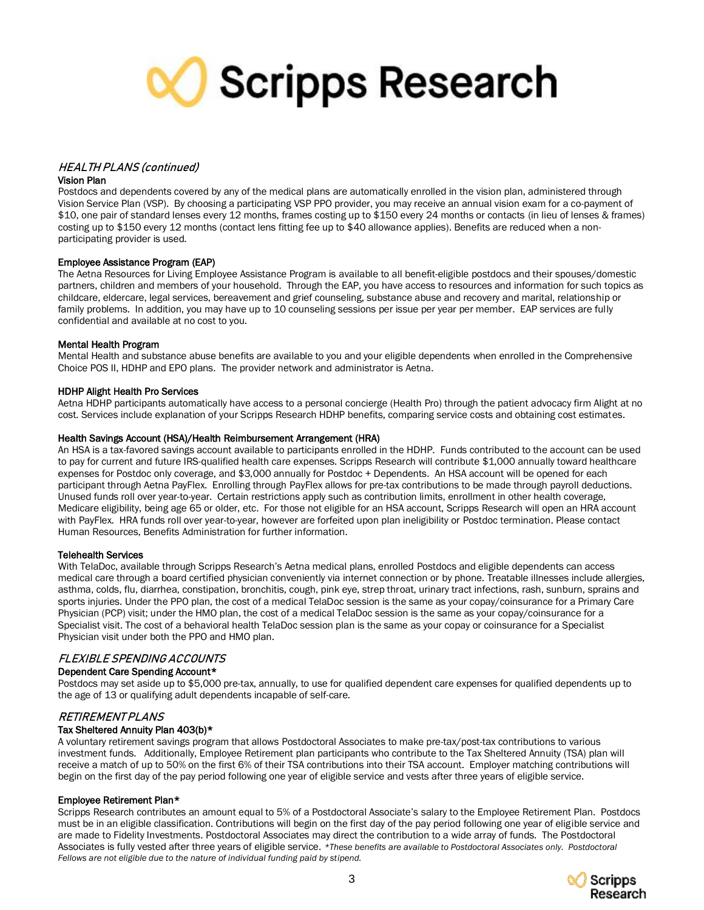## *HEALTH PLANS (continued)*

### Vision Plan

Postdocs and dependents covered by any of the medical plans are automatically enrolled in the vision plan, administered through Vision Service Plan (VSP). By choosing a participating VSP PPO provider, you may receive an annual vision exam for a co-payment of $10, one pair of standard lenses every 12 months, frames costing up to $150 every 24 months or contacts (in lieu of lenses & frames) costing up to $150 every 12 months (contact lens fitting fee up to $40 allowance applies). Benefits are reduced when a non-participating provider is used.

### Employee Assistance Program (EAP)

The Aetna Resources for Living Employee Assistance Program is available to all benefit-eligible postdocs and their spouses/domestic partners, children and members of your household. Through the EAP, you have access to resources and information for such topics as childcare, eldercare, legal services, bereavement and grief counseling, substance abuse and recovery and marital, relationship or family problems. In addition, you may have up to 10 counseling sessions per issue per year per member. EAP services are fully confidential and available at no cost to you.

### Mental Health Program

Mental Health and substance abuse benefits are available to you and your eligible dependents when enrolled in the Comprehensive Choice POS II, HDHP and EPO plans. The provider network and administrator is Aetna.

### HDHP Alight Health Pro Services

Aetna HDHP participants automatically have access to a personal concierge (Health Pro) through the patient advocacy firm Alight at no cost. Services include explanation of your Scripps Research HDHP benefits, comparing service costs and obtaining cost estimates.

### Health Savings Account (HSA)/Health Reimbursement Arrangement (HRA)

An HSA is a tax-favored savings account available to participants enrolled in the HDHP. Funds contributed to the account can be used to pay for current and future IRS-qualified health care expenses. Scripps Research will contribute $1,000 annually toward healthcare expenses for Postdoc only coverage, and $3,000 annually for Postdoc + Dependents. An HSA account will be opened for each participant through Aetna PayFlex. Enrolling through PayFlex allows for pre-tax contributions to be made through payroll deductions. Unused funds roll over year-to-year. Certain restrictions apply such as contribution limits, enrollment in other health coverage, Medicare eligibility, being age 65 or older, etc. For those not eligible for an HSA account, Scripps Research will open an HRA account with PayFlex. HRA funds roll over year-to-year, however are forfeited upon plan ineligibility or Postdoc termination. Please contact Human Resources, Benefits Administration for further information.

### Telehealth Services

With TelaDoc, available through Scripps Research's Aetna medical plans, enrolled Postdocs and eligible dependents can access medical care through a board certified physician conveniently via internet connection or by phone. Treatable illnesses include allergies, asthma, colds, flu, diarrhea, constipation, bronchitis, cough, pink eye, strep throat, urinary tract infections, rash, sunburn, sprains and sports injuries. Under the PPO plan, the cost of a medical TelaDoc session is the same as your copay/coinsurance for a Primary Care Physician (PCP) visit; under the HMO plan, the cost of a medical TelaDoc session is the same as your copay/coinsurance for a Specialist visit. The cost of a behavioral health TelaDoc session plan is the same as your copay or coinsurance for a Specialist Physician visit under both the PPO and HMO plan.

## *FLEXIBLE SPENDING ACCOUNTS*

### Dependent Care Spending Account*

Postdocs may set aside up to $5,000 pre-tax, annually, to use for qualified dependent care expenses for qualified dependents up to the age of 13 or qualifying adult dependents incapable of self-care.

## *RETIREMENT PLANS*

### Tax Sheltered Annuity Plan 403(b)*

A voluntary retirement savings program that allows Postdoctoral Associates to make pre-tax/post-tax contributions to various investment funds. Additionally, Employee Retirement plan participants who contribute to the Tax Sheltered Annuity (TSA) plan will receive a match of up to 50% on the first 6% of their TSA contributions into their TSA account. Employer matching contributions will begin on the first day of the pay period following one year of eligible service and vests after three years of eligible service.

### Employee Retirement Plan*

Scripps Research contributes an amount equal to 5% of a Postdoctoral Associate's salary to the Employee Retirement Plan. Postdocs must be in an eligible classification. Contributions will begin on the first day of the pay period following one year of eligible service and are made to Fidelity Investments. Postdoctoral Associates may direct the contribution to a wide array of funds. The Postdoctoral Associates is fully vested after three years of eligible service. *\*These benefits are available to Postdoctoral Associates only. Postdoctoral Fellows are not eligible due to the nature of individual funding paid by stipend.*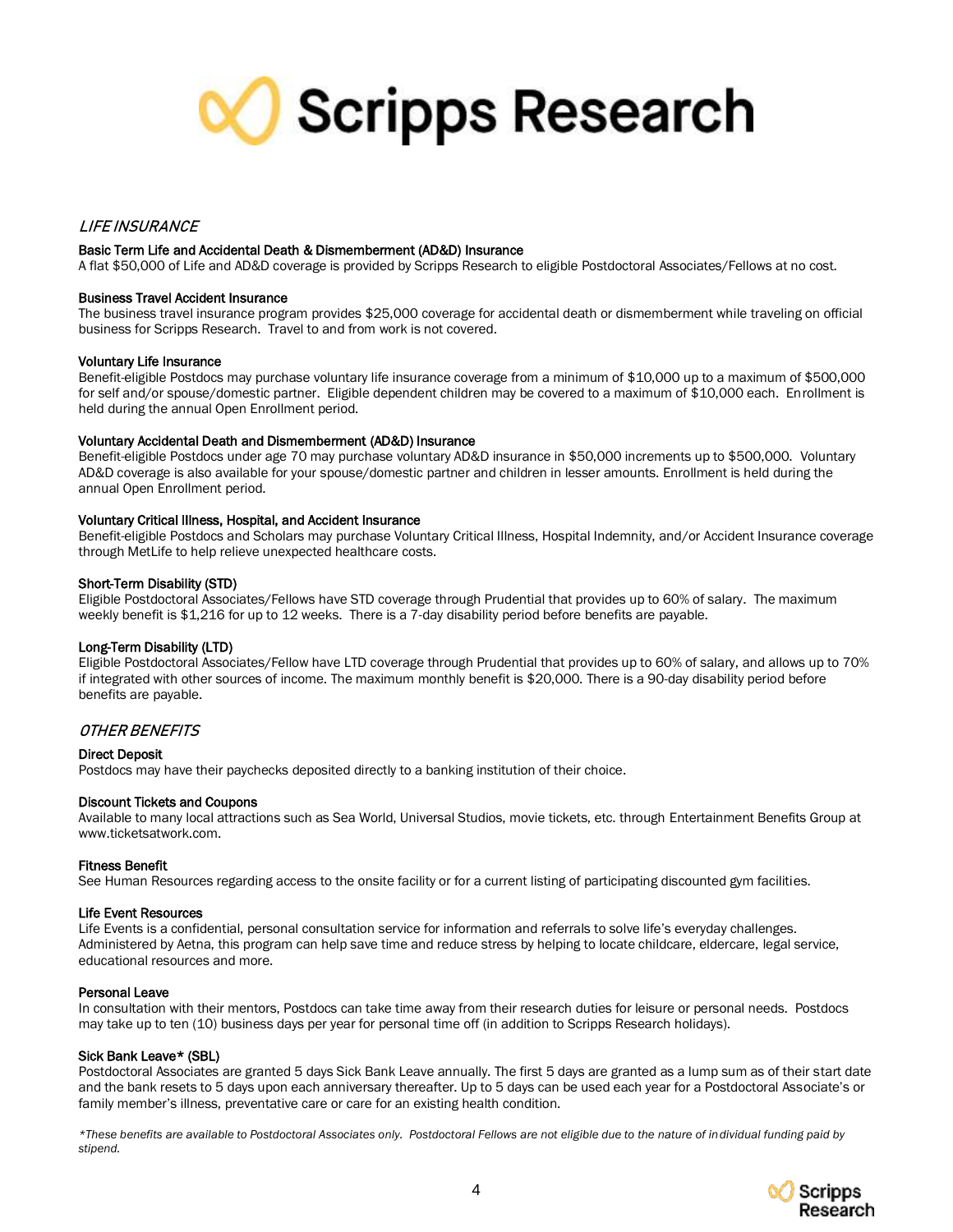# Scripps Research

## *LIFE INSURANCE*

**Basic Term Life and Accidental Death & Dismemberment (AD&D) Insurance**
A flat $50,000 of Life and AD&D coverage is provided by Scripps Research to eligible Postdoctoral Associates/Fellows at no cost.

**Business Travel Accident Insurance**
The business travel insurance program provides $25,000 coverage for accidental death or dismemberment while traveling on official business for Scripps Research. Travel to and from work is not covered.

**Voluntary Life Insurance**
Benefit-eligible Postdocs may purchase voluntary life insurance coverage from a minimum of $10,000 up to a maximum of $500,000 for self and/or spouse/domestic partner. Eligible dependent children may be covered to a maximum of $10,000 each. Enrollment is held during the annual Open Enrollment period.

**Voluntary Accidental Death and Dismemberment (AD&D) Insurance**
Benefit-eligible Postdocs under age 70 may purchase voluntary AD&D insurance in $50,000 increments up to $500,000. Voluntary AD&D coverage is also available for your spouse/domestic partner and children in lesser amounts. Enrollment is held during the annual Open Enrollment period.

**Voluntary Critical Illness, Hospital, and Accident Insurance**
Benefit-eligible Postdocs and Scholars may purchase Voluntary Critical Illness, Hospital Indemnity, and/or Accident Insurance coverage through MetLife to help relieve unexpected healthcare costs.

**Short-Term Disability (STD)**
Eligible Postdoctoral Associates/Fellows have STD coverage through Prudential that provides up to 60% of salary. The maximum weekly benefit is $1,216 for up to 12 weeks. There is a 7-day disability period before benefits are payable.

**Long-Term Disability (LTD)**
Eligible Postdoctoral Associates/Fellow have LTD coverage through Prudential that provides up to 60% of salary, and allows up to 70% if integrated with other sources of income. The maximum monthly benefit is $20,000. There is a 90-day disability period before benefits are payable.

## *OTHER BENEFITS*

**Direct Deposit**
Postdocs may have their paychecks deposited directly to a banking institution of their choice.

**Discount Tickets and Coupons**
Available to many local attractions such as Sea World, Universal Studios, movie tickets, etc. through Entertainment Benefits Group at www.ticketsatwork.com.

**Fitness Benefit**
See Human Resources regarding access to the onsite facility or for a current listing of participating discounted gym facilities.

**Life Event Resources**
Life Events is a confidential, personal consultation service for information and referrals to solve life's everyday challenges. Administered by Aetna, this program can help save time and reduce stress by helping to locate childcare, eldercare, legal service, educational resources and more.

**Personal Leave**
In consultation with their mentors, Postdocs can take time away from their research duties for leisure or personal needs. Postdocs may take up to ten (10) business days per year for personal time off (in addition to Scripps Research holidays).

**Sick Bank Leave* (SBL)**
Postdoctoral Associates are granted 5 days Sick Bank Leave annually. The first 5 days are granted as a lump sum as of their start date and the bank resets to 5 days upon each anniversary thereafter. Up to 5 days can be used each year for a Postdoctoral Associate's or family member's illness, preventative care or care for an existing health condition.

*\*These benefits are available to Postdoctoral Associates only. Postdoctoral Fellows are not eligible due to the nature of individual funding paid by stipend.*